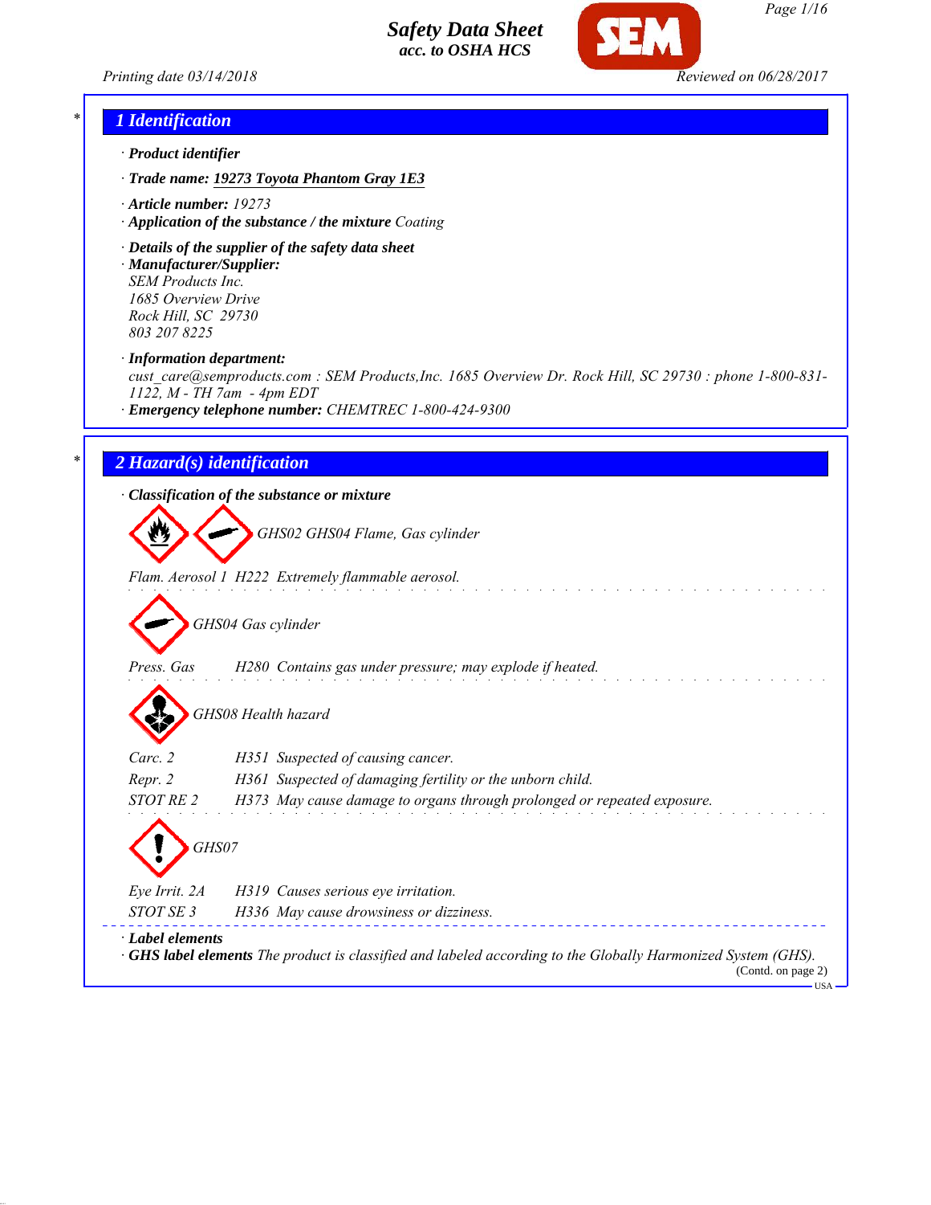# Safety Data Sheet
*acc. to OSHA HCS*

Printing date 03/14/2018 — Reviewed on 06/28/2017

## 1 Identification

· **Product identifier**

· **Trade name:** 19273 Toyota Phantom Gray 1E3

· **Article number:** 19273

· **Application of the substance / the mixture** Coating

· **Details of the supplier of the safety data sheet**

· **Manufacturer/Supplier:**
SEM Products Inc.
1685 Overview Drive
Rock Hill, SC 29730
803 207 8225

· **Information department:**
cust_care@semproducts.com : SEM Products,Inc. 1685 Overview Dr. Rock Hill, SC 29730 : phone 1-800-831-1122, M - TH 7am - 4pm EDT

· **Emergency telephone number:** CHEMTREC 1-800-424-9300

## 2 Hazard(s) identification

· **Classification of the substance or mixture**

GHS02 GHS04 Flame, Gas cylinder

Flam. Aerosol 1 H222 Extremely flammable aerosol.

GHS04 Gas cylinder

Press. Gas H280 Contains gas under pressure; may explode if heated.

GHS08 Health hazard

Carc. 2 H351 Suspected of causing cancer.
Repr. 2 H361 Suspected of damaging fertility or the unborn child.
STOT RE 2 H373 May cause damage to organs through prolonged or repeated exposure.

GHS07

Eye Irrit. 2A H319 Causes serious eye irritation.
STOT SE 3 H336 May cause drowsiness or dizziness.

· **Label elements**

· **GHS label elements** The product is classified and labeled according to the Globally Harmonized System (GHS).

(Contd. on page 2)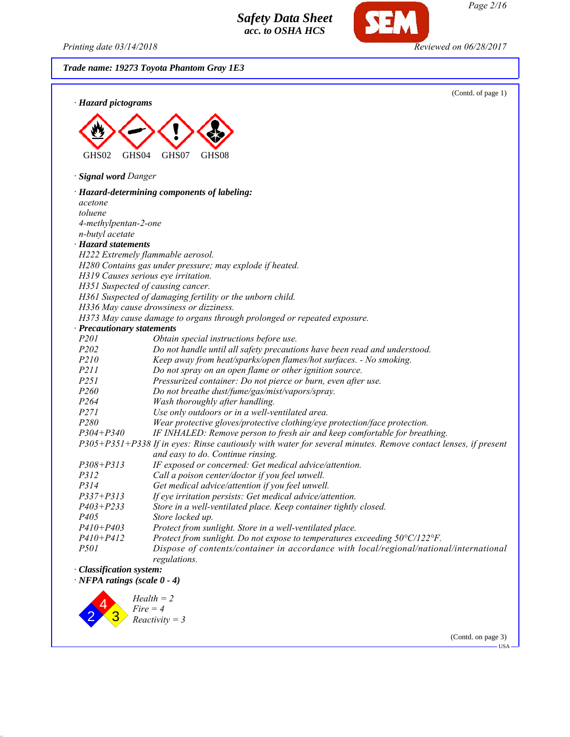**Trade name: 19273 Toyota Phantom Gray 1E3**

(Contd. of page 1)

· **Hazard pictograms**

GHS02 GHS04 GHS07 GHS08

· **Signal word** *Danger*

· **Hazard-determining components of labeling:**

*acetone*
*toluene*
*4-methylpentan-2-one*
*n-butyl acetate*

· **Hazard statements**

*H222 Extremely flammable aerosol.*
*H280 Contains gas under pressure; may explode if heated.*
*H319 Causes serious eye irritation.*
*H351 Suspected of causing cancer.*
*H361 Suspected of damaging fertility or the unborn child.*
*H336 May cause drowsiness or dizziness.*
*H373 May cause damage to organs through prolonged or repeated exposure.*

· **Precautionary statements**

| | |
|---|---|
| *P201* | *Obtain special instructions before use.* |
| *P202* | *Do not handle until all safety precautions have been read and understood.* |
| *P210* | *Keep away from heat/sparks/open flames/hot surfaces. - No smoking.* |
| *P211* | *Do not spray on an open flame or other ignition source.* |
| *P251* | *Pressurized container: Do not pierce or burn, even after use.* |
| *P260* | *Do not breathe dust/fume/gas/mist/vapors/spray.* |
| *P264* | *Wash thoroughly after handling.* |
| *P271* | *Use only outdoors or in a well-ventilated area.* |
| *P280* | *Wear protective gloves/protective clothing/eye protection/face protection.* |
| *P304+P340* | *IF INHALED: Remove person to fresh air and keep comfortable for breathing.* |
| *P305+P351+P338* | *If in eyes: Rinse cautiously with water for several minutes. Remove contact lenses, if present and easy to do. Continue rinsing.* |
| *P308+P313* | *IF exposed or concerned: Get medical advice/attention.* |
| *P312* | *Call a poison center/doctor if you feel unwell.* |
| *P314* | *Get medical advice/attention if you feel unwell.* |
| *P337+P313* | *If eye irritation persists: Get medical advice/attention.* |
| *P403+P233* | *Store in a well-ventilated place. Keep container tightly closed.* |
| *P405* | *Store locked up.* |
| *P410+P403* | *Protect from sunlight. Store in a well-ventilated place.* |
| *P410+P412* | *Protect from sunlight. Do not expose to temperatures exceeding 50°C/122°F.* |
| *P501* | *Dispose of contents/container in accordance with local/regional/national/international regulations.* |

· **Classification system:**

· **NFPA ratings (scale 0 - 4)**

*Health = 2*
*Fire = 4*
*Reactivity = 3*

(Contd. on page 3)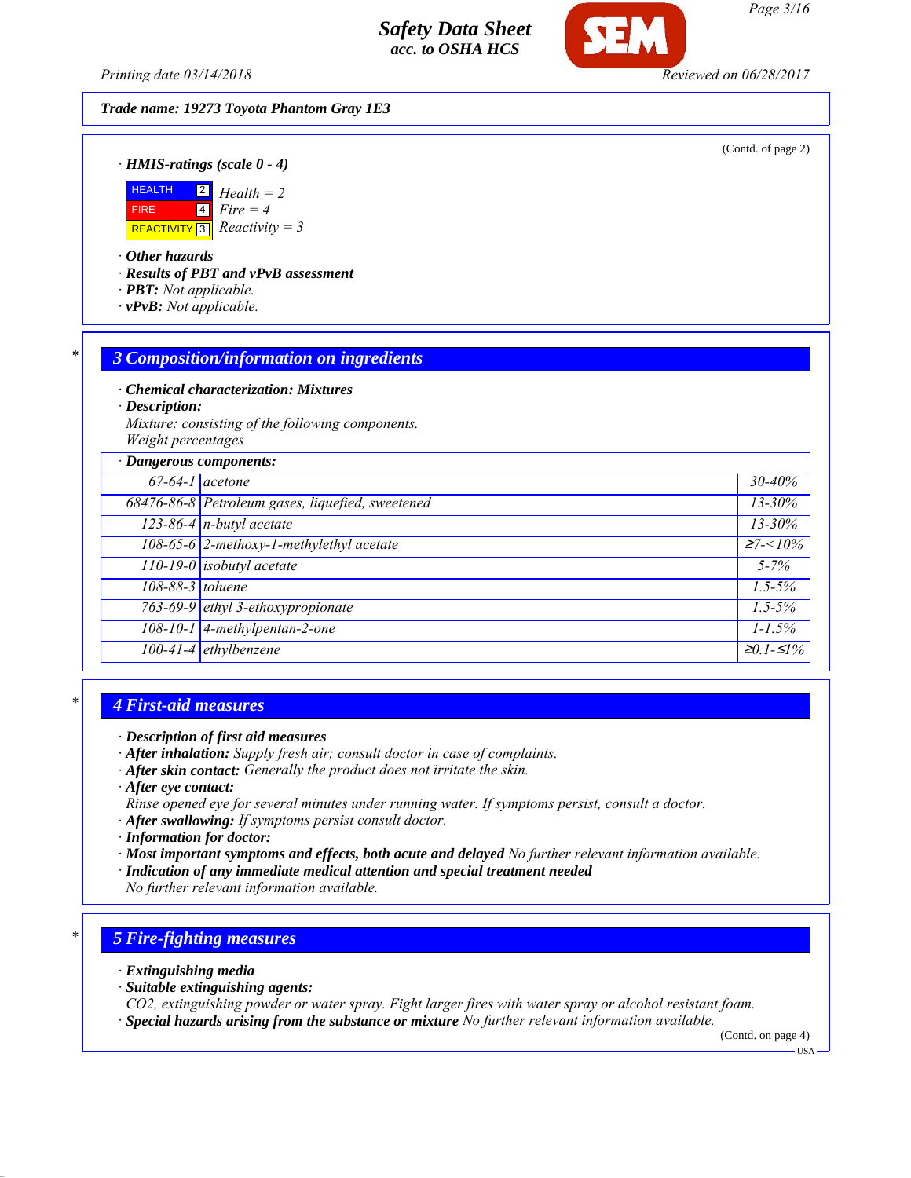(Contd. of page 2)

· **HMIS-ratings (scale 0 - 4)**

| | | |
|---|---|---|
| HEALTH | 2 | *Health = 2* |
| FIRE | 4 | *Fire = 4* |
| REACTIVITY | 3 | *Reactivity = 3* |

· **Other hazards**
· **Results of PBT and vPvB assessment**
· **PBT:** *Not applicable.*
· **vPvB:** *Not applicable.*

## 3 Composition/information on ingredients

· **Chemical characterization: Mixtures**
· **Description:**
*Mixture: consisting of the following components.*
*Weight percentages*

| · Dangerous components: | | |
|---|---|---|
| 67-64-1 | acetone | 30-40% |
| 68476-86-8 | Petroleum gases, liquefied, sweetened | 13-30% |
| 123-86-4 | n-butyl acetate | 13-30% |
| 108-65-6 | 2-methoxy-1-methylethyl acetate | ≥7-<10% |
| 110-19-0 | isobutyl acetate | 5-7% |
| 108-88-3 | toluene | 1.5-5% |
| 763-69-9 | ethyl 3-ethoxypropionate | 1.5-5% |
| 108-10-1 | 4-methylpentan-2-one | 1-1.5% |
| 100-41-4 | ethylbenzene | ≥0.1-≤1% |

## 4 First-aid measures

· **Description of first aid measures**
· **After inhalation:** *Supply fresh air; consult doctor in case of complaints.*
· **After skin contact:** *Generally the product does not irritate the skin.*
· **After eye contact:**
*Rinse opened eye for several minutes under running water. If symptoms persist, consult a doctor.*
· **After swallowing:** *If symptoms persist consult doctor.*
· **Information for doctor:**
· **Most important symptoms and effects, both acute and delayed** *No further relevant information available.*
· **Indication of any immediate medical attention and special treatment needed**
*No further relevant information available.*

## 5 Fire-fighting measures

· **Extinguishing media**
· **Suitable extinguishing agents:**
*$CO_2$, extinguishing powder or water spray. Fight larger fires with water spray or alcohol resistant foam.*
· **Special hazards arising from the substance or mixture** *No further relevant information available.*

(Contd. on page 4)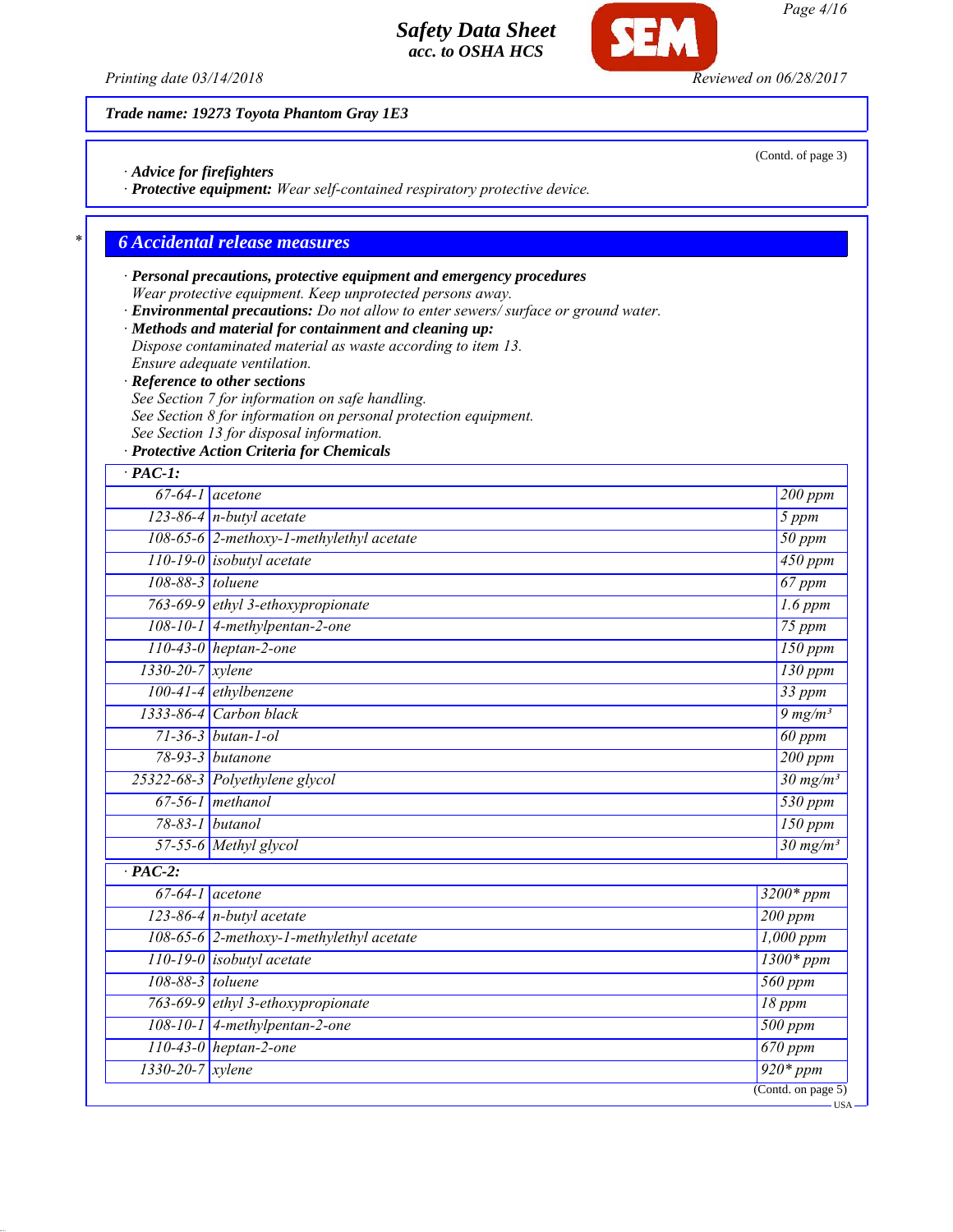Trade name: 19273 Toyota Phantom Gray 1E3

(Contd. of page 3)

· **Advice for firefighters**
· **Protective equipment:** *Wear self-contained respiratory protective device.*

## 6 Accidental release measures

· **Personal precautions, protective equipment and emergency procedures**
*Wear protective equipment. Keep unprotected persons away.*
· **Environmental precautions:** *Do not allow to enter sewers/ surface or ground water.*
· **Methods and material for containment and cleaning up:**
*Dispose contaminated material as waste according to item 13.*
*Ensure adequate ventilation.*
· **Reference to other sections**
*See Section 7 for information on safe handling.*
*See Section 8 for information on personal protection equipment.*
*See Section 13 for disposal information.*
· **Protective Action Criteria for Chemicals**

| · **PAC-1:** | | |
|---|---|---|
| 67-64-1 | acetone | 200 ppm |
| 123-86-4 | n-butyl acetate | 5 ppm |
| 108-65-6 | 2-methoxy-1-methylethyl acetate | 50 ppm |
| 110-19-0 | isobutyl acetate | 450 ppm |
| 108-88-3 | toluene | 67 ppm |
| 763-69-9 | ethyl 3-ethoxypropionate | 1.6 ppm |
| 108-10-1 | 4-methylpentan-2-one | 75 ppm |
| 110-43-0 | heptan-2-one | 150 ppm |
| 1330-20-7 | xylene | 130 ppm |
| 100-41-4 | ethylbenzene | 33 ppm |
| 1333-86-4 | Carbon black | 9 mg/m³ |
| 71-36-3 | butan-1-ol | 60 ppm |
| 78-93-3 | butanone | 200 ppm |
| 25322-68-3 | Polyethylene glycol | 30 mg/m³ |
| 67-56-1 | methanol | 530 ppm |
| 78-83-1 | butanol | 150 ppm |
| 57-55-6 | Methyl glycol | 30 mg/m³ |

| · **PAC-2:** | | |
|---|---|---|
| 67-64-1 | acetone | 3200* ppm |
| 123-86-4 | n-butyl acetate | 200 ppm |
| 108-65-6 | 2-methoxy-1-methylethyl acetate | 1,000 ppm |
| 110-19-0 | isobutyl acetate | 1300* ppm |
| 108-88-3 | toluene | 560 ppm |
| 763-69-9 | ethyl 3-ethoxypropionate | 18 ppm |
| 108-10-1 | 4-methylpentan-2-one | 500 ppm |
| 110-43-0 | heptan-2-one | 670 ppm |
| 1330-20-7 | xylene | 920* ppm |

(Contd. on page 5)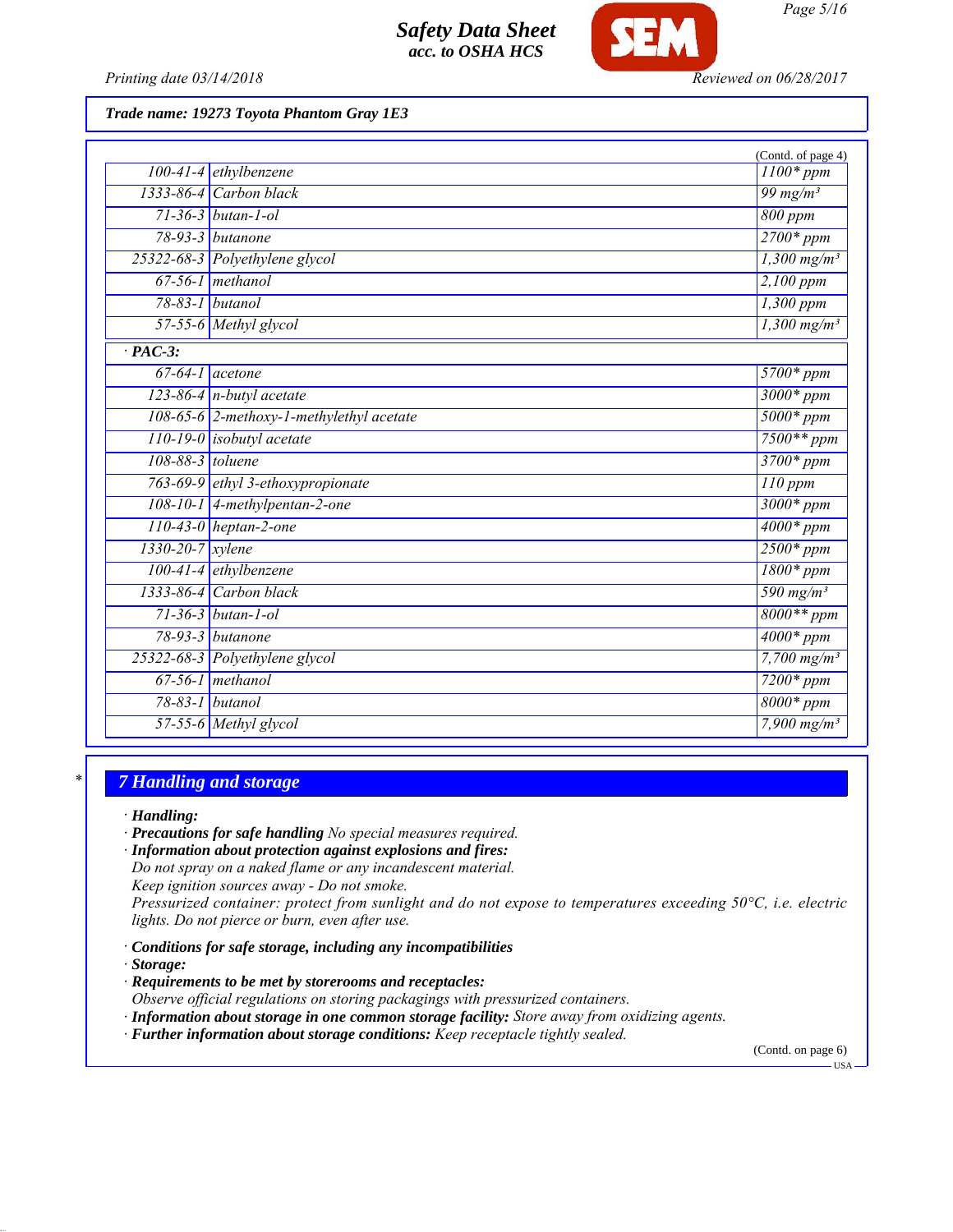Trade name: 19273 Toyota Phantom Gray 1E3

(Contd. of page 4)

| | | |
|---|---|---|
| 100-41-4 | ethylbenzene | 1100* ppm |
| 1333-86-4 | Carbon black | 99 mg/m³ |
| 71-36-3 | butan-1-ol | 800 ppm |
| 78-93-3 | butanone | 2700* ppm |
| 25322-68-3 | Polyethylene glycol | 1,300 mg/m³ |
| 67-56-1 | methanol | 2,100 ppm |
| 78-83-1 | butanol | 1,300 ppm |
| 57-55-6 | Methyl glycol | 1,300 mg/m³ |
| **· PAC-3:** | | |
| 67-64-1 | acetone | 5700* ppm |
| 123-86-4 | n-butyl acetate | 3000* ppm |
| 108-65-6 | 2-methoxy-1-methylethyl acetate | 5000* ppm |
| 110-19-0 | isobutyl acetate | 7500** ppm |
| 108-88-3 | toluene | 3700* ppm |
| 763-69-9 | ethyl 3-ethoxypropionate | 110 ppm |
| 108-10-1 | 4-methylpentan-2-one | 3000* ppm |
| 110-43-0 | heptan-2-one | 4000* ppm |
| 1330-20-7 | xylene | 2500* ppm |
| 100-41-4 | ethylbenzene | 1800* ppm |
| 1333-86-4 | Carbon black | 590 mg/m³ |
| 71-36-3 | butan-1-ol | 8000** ppm |
| 78-93-3 | butanone | 4000* ppm |
| 25322-68-3 | Polyethylene glycol | 7,700 mg/m³ |
| 67-56-1 | methanol | 7200* ppm |
| 78-83-1 | butanol | 8000* ppm |
| 57-55-6 | Methyl glycol | 7,900 mg/m³ |

## 7 Handling and storage

· **Handling:**
· **Precautions for safe handling** No special measures required.
· **Information about protection against explosions and fires:**
Do not spray on a naked flame or any incandescent material.
Keep ignition sources away - Do not smoke.
Pressurized container: protect from sunlight and do not expose to temperatures exceeding 50°C, i.e. electric lights. Do not pierce or burn, even after use.

· **Conditions for safe storage, including any incompatibilities**
· **Storage:**
· **Requirements to be met by storerooms and receptacles:**
Observe official regulations on storing packagings with pressurized containers.
· **Information about storage in one common storage facility:** Store away from oxidizing agents.
· **Further information about storage conditions:** Keep receptacle tightly sealed.

(Contd. on page 6)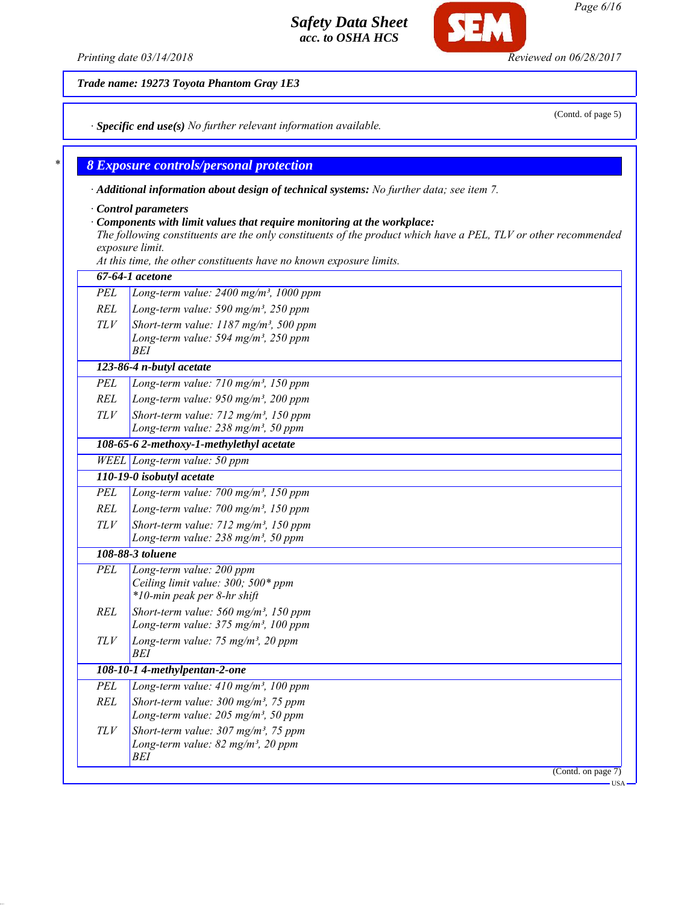Trade name: 19273 Toyota Phantom Gray 1E3

(Contd. of page 5)

· **Specific end use(s)** *No further relevant information available.*

## 8 Exposure controls/personal protection

· **Additional information about design of technical systems:** *No further data; see item 7.*

· **Control parameters**

· **Components with limit values that require monitoring at the workplace:**

*The following constituents are the only constituents of the product which have a PEL, TLV or other recommended exposure limit.*

*At this time, the other constituents have no known exposure limits.*

| | |
|---|---|
| **67-64-1 acetone** | |
| PEL | Long-term value: 2400 mg/m³, 1000 ppm |
| REL | Long-term value: 590 mg/m³, 250 ppm |
| TLV | Short-term value: 1187 mg/m³, 500 ppm<br>Long-term value: 594 mg/m³, 250 ppm<br>BEI |
| **123-86-4 n-butyl acetate** | |
| PEL | Long-term value: 710 mg/m³, 150 ppm |
| REL | Long-term value: 950 mg/m³, 200 ppm |
| TLV | Short-term value: 712 mg/m³, 150 ppm<br>Long-term value: 238 mg/m³, 50 ppm |
| **108-65-6 2-methoxy-1-methylethyl acetate** | |
| WEEL | Long-term value: 50 ppm |
| **110-19-0 isobutyl acetate** | |
| PEL | Long-term value: 700 mg/m³, 150 ppm |
| REL | Long-term value: 700 mg/m³, 150 ppm |
| TLV | Short-term value: 712 mg/m³, 150 ppm<br>Long-term value: 238 mg/m³, 50 ppm |
| **108-88-3 toluene** | |
| PEL | Long-term value: 200 ppm<br>Ceiling limit value: 300; 500* ppm<br>*10-min peak per 8-hr shift |
| REL | Short-term value: 560 mg/m³, 150 ppm<br>Long-term value: 375 mg/m³, 100 ppm |
| TLV | Long-term value: 75 mg/m³, 20 ppm<br>BEI |
| **108-10-1 4-methylpentan-2-one** | |
| PEL | Long-term value: 410 mg/m³, 100 ppm |
| REL | Short-term value: 300 mg/m³, 75 ppm<br>Long-term value: 205 mg/m³, 50 ppm |
| TLV | Short-term value: 307 mg/m³, 75 ppm<br>Long-term value: 82 mg/m³, 20 ppm<br>BEI |

(Contd. on page 7)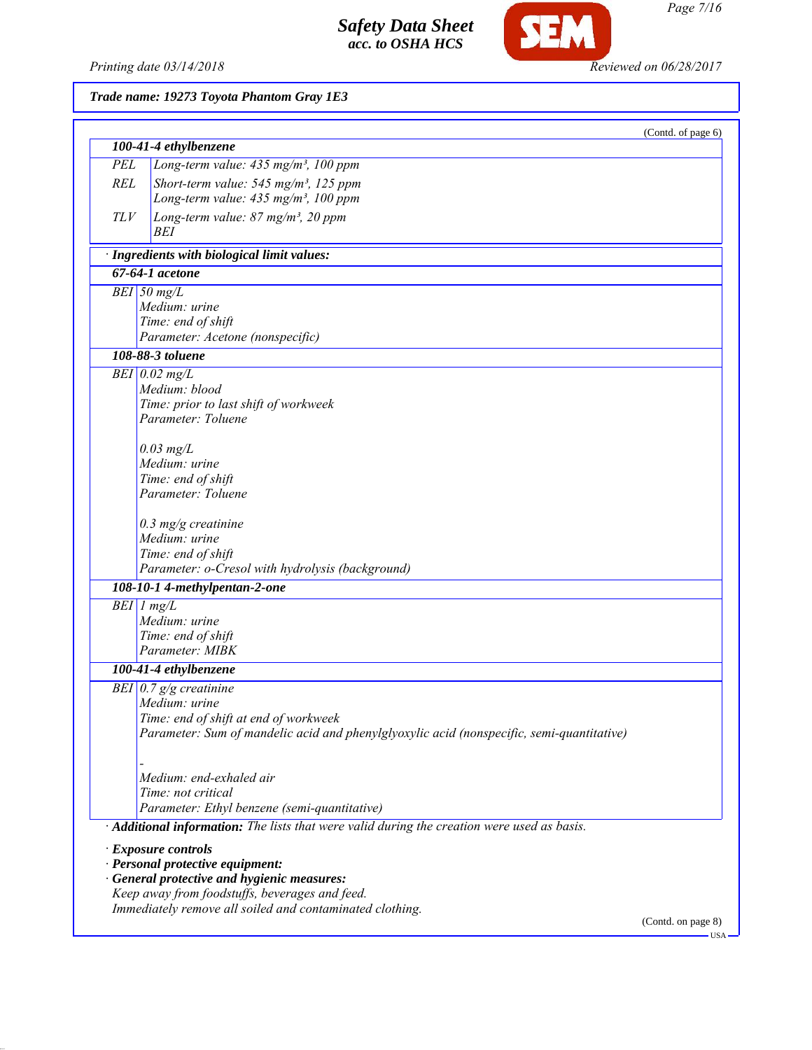**Trade name: 19273 Toyota Phantom Gray 1E3**

(Contd. of page 6)

| **100-41-4 ethylbenzene** | |
|---|---|
| PEL | Long-term value: 435 mg/m³, 100 ppm |
| REL | Short-term value: 545 mg/m³, 125 ppm<br>Long-term value: 435 mg/m³, 100 ppm |
| TLV | Long-term value: 87 mg/m³, 20 ppm<br>BEI |

· **Ingredients with biological limit values:**

| **67-64-1 acetone** | |
|---|---|
| BEI | 50 mg/L<br>Medium: urine<br>Time: end of shift<br>Parameter: Acetone (nonspecific) |

| **108-88-3 toluene** | |
|---|---|
| BEI | 0.02 mg/L<br>Medium: blood<br>Time: prior to last shift of workweek<br>Parameter: Toluene<br><br>0.03 mg/L<br>Medium: urine<br>Time: end of shift<br>Parameter: Toluene<br><br>0.3 mg/g creatinine<br>Medium: urine<br>Time: end of shift<br>Parameter: o-Cresol with hydrolysis (background) |

| **108-10-1 4-methylpentan-2-one** | |
|---|---|
| BEI | 1 mg/L<br>Medium: urine<br>Time: end of shift<br>Parameter: MIBK |

| **100-41-4 ethylbenzene** | |
|---|---|
| BEI | 0.7 g/g creatinine<br>Medium: urine<br>Time: end of shift at end of workweek<br>Parameter: Sum of mandelic acid and phenylglyoxylic acid (nonspecific, semi-quantitative)<br><br>-<br>Medium: end-exhaled air<br>Time: not critical<br>Parameter: Ethyl benzene (semi-quantitative) |

· **Additional information:** The lists that were valid during the creation were used as basis.

· **Exposure controls**
· **Personal protective equipment:**
· **General protective and hygienic measures:**
Keep away from foodstuffs, beverages and feed.
Immediately remove all soiled and contaminated clothing.

(Contd. on page 8)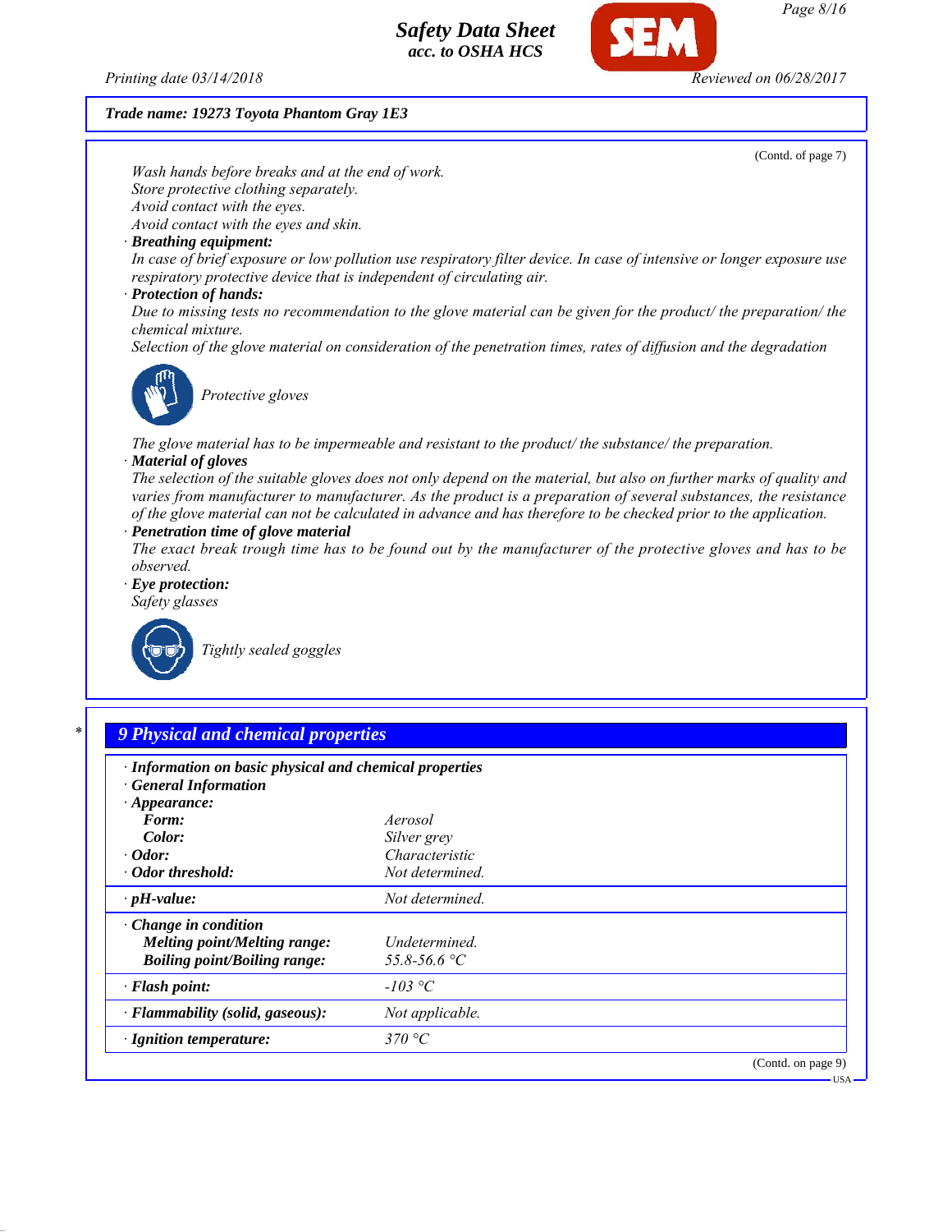**Trade name: 19273 Toyota Phantom Gray 1E3**

(Contd. of page 7)

Wash hands before breaks and at the end of work.
Store protective clothing separately.
Avoid contact with the eyes.
Avoid contact with the eyes and skin.

· **Breathing equipment:**
In case of brief exposure or low pollution use respiratory filter device. In case of intensive or longer exposure use respiratory protective device that is independent of circulating air.

· **Protection of hands:**
Due to missing tests no recommendation to the glove material can be given for the product/ the preparation/ the chemical mixture.
Selection of the glove material on consideration of the penetration times, rates of diffusion and the degradation

Protective gloves

The glove material has to be impermeable and resistant to the product/ the substance/ the preparation.

· **Material of gloves**
The selection of the suitable gloves does not only depend on the material, but also on further marks of quality and varies from manufacturer to manufacturer. As the product is a preparation of several substances, the resistance of the glove material can not be calculated in advance and has therefore to be checked prior to the application.

· **Penetration time of glove material**
The exact break trough time has to be found out by the manufacturer of the protective gloves and has to be observed.

· **Eye protection:**
Safety glasses

Tightly sealed goggles

## 9 Physical and chemical properties

· **Information on basic physical and chemical properties**
· **General Information**
· **Appearance:**

| | |
|---|---|
| **Form:** | Aerosol |
| **Color:** | Silver grey |
| · **Odor:** | Characteristic |
| · **Odor threshold:** | Not determined. |
| · **pH-value:** | Not determined. |
| · **Change in condition** | |
| **Melting point/Melting range:** | Undetermined. |
| **Boiling point/Boiling range:** | 55.8-56.6 °C |
| · **Flash point:** | -103 °C |
| · **Flammability (solid, gaseous):** | Not applicable. |
| · **Ignition temperature:** | 370 °C |

(Contd. on page 9)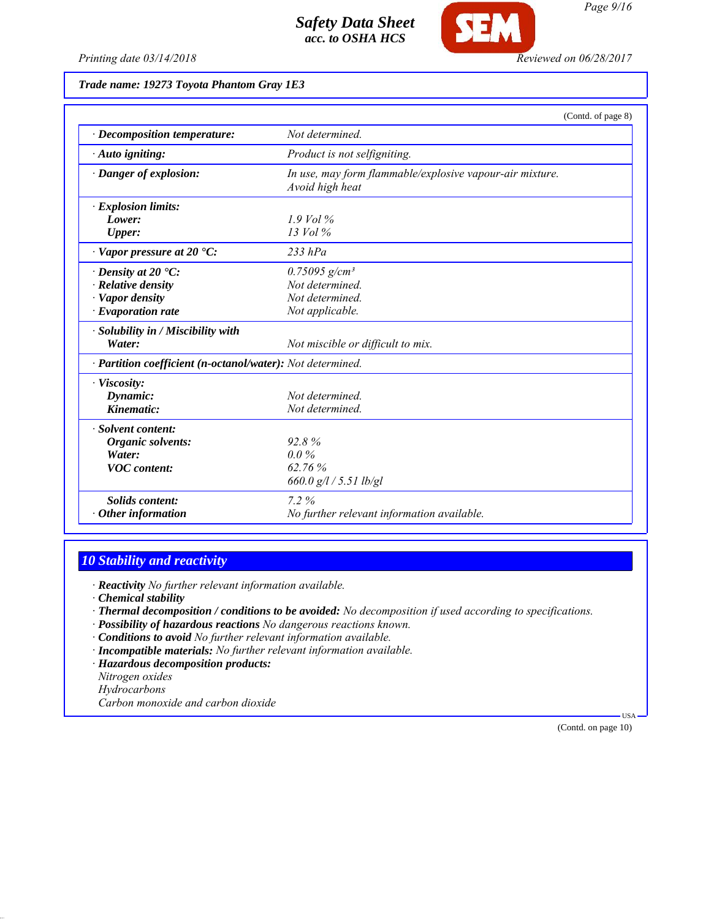Trade name: 19273 Toyota Phantom Gray 1E3

(Contd. of page 8)

| Property | Value |
|---|---|
| · **Decomposition temperature:** | *Not determined.* |
| · **Auto igniting:** | *Product is not selfigniting.* |
| · **Danger of explosion:** | *In use, may form flammable/explosive vapour-air mixture. Avoid high heat* |
| · **Explosion limits:** | |
| **Lower:** | *1.9 Vol %* |
| **Upper:** | *13 Vol %* |
| · **Vapor pressure at 20 °C:** | *233 hPa* |
| · **Density at 20 °C:** | *0.75095 g/cm³* |
| · **Relative density** | *Not determined.* |
| · **Vapor density** | *Not determined.* |
| · **Evaporation rate** | *Not applicable.* |
| · **Solubility in / Miscibility with** | |
| **Water:** | *Not miscible or difficult to mix.* |
| · **Partition coefficient (n-octanol/water):** | *Not determined.* |
| · **Viscosity:** | |
| **Dynamic:** | *Not determined.* |
| **Kinematic:** | *Not determined.* |
| · **Solvent content:** | |
| **Organic solvents:** | *92.8 %* |
| **Water:** | *0.0 %* |
| **VOC content:** | *62.76 %* |
| | *660.0 g/l / 5.51 lb/gl* |
| **Solids content:** | *7.2 %* |
| · **Other information** | *No further relevant information available.* |

## 10 Stability and reactivity

· **Reactivity** *No further relevant information available.*
· **Chemical stability**
· **Thermal decomposition / conditions to be avoided:** *No decomposition if used according to specifications.*
· **Possibility of hazardous reactions** *No dangerous reactions known.*
· **Conditions to avoid** *No further relevant information available.*
· **Incompatible materials:** *No further relevant information available.*
· **Hazardous decomposition products:**
*Nitrogen oxides*
*Hydrocarbons*
*Carbon monoxide and carbon dioxide*

(Contd. on page 10)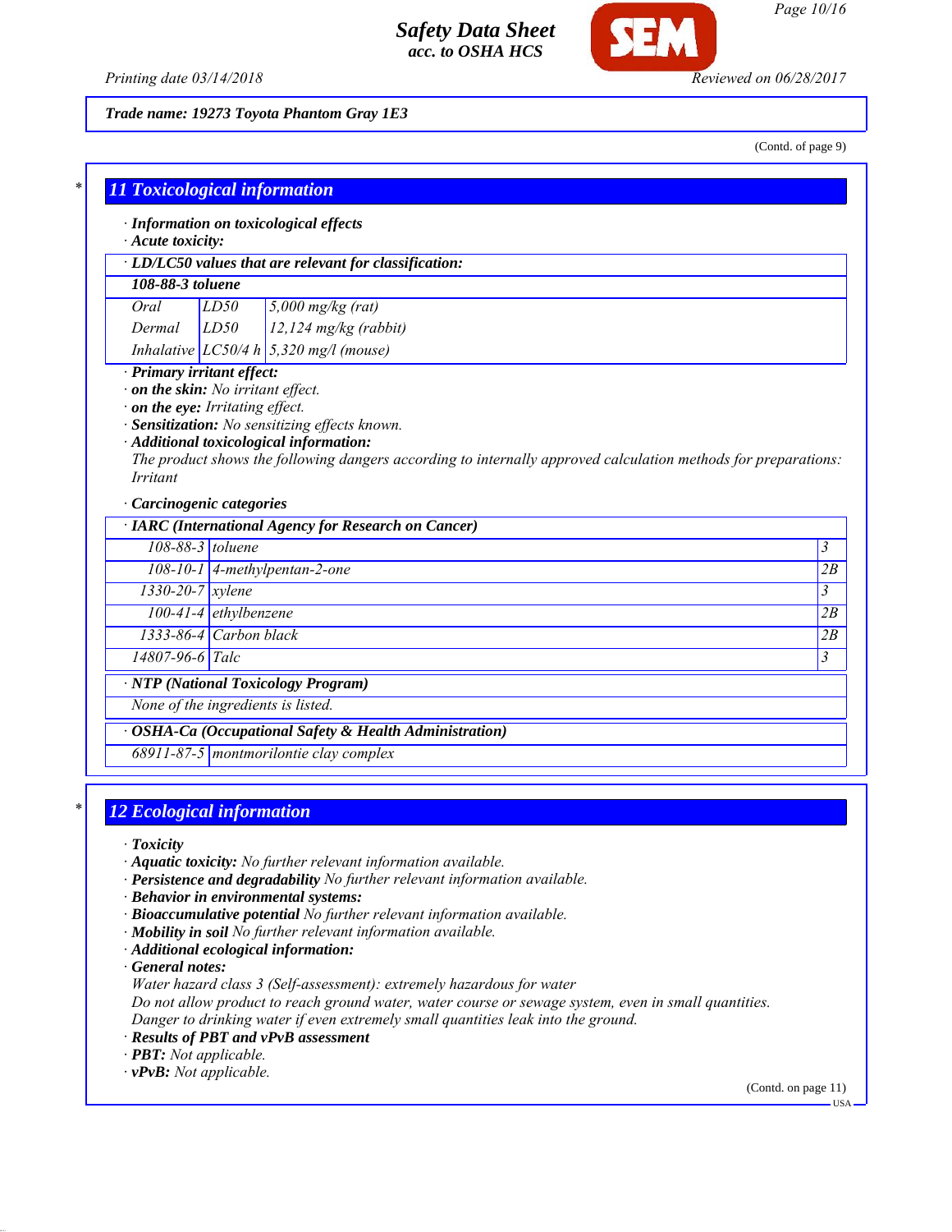**Trade name: 19273 Toyota Phantom Gray 1E3**

(Contd. of page 9)

## 11 Toxicological information

· **Information on toxicological effects**
· **Acute toxicity:**

| · LD/LC50 values that are relevant for classification: | | |
|---|---|---|
| **108-88-3 toluene** | | |
| Oral | LD50 | 5,000 mg/kg (rat) |
| Dermal | LD50 | 12,124 mg/kg (rabbit) |
| Inhalative | LC50/4 h | 5,320 mg/l (mouse) |

· **Primary irritant effect:**
· **on the skin:** No irritant effect.
· **on the eye:** Irritating effect.
· **Sensitization:** No sensitizing effects known.
· **Additional toxicological information:**
The product shows the following dangers according to internally approved calculation methods for preparations: Irritant

· **Carcinogenic categories**

| · IARC (International Agency for Research on Cancer) | | |
|---|---|---|
| 108-88-3 | toluene | 3 |
| 108-10-1 | 4-methylpentan-2-one | 2B |
| 1330-20-7 | xylene | 3 |
| 100-41-4 | ethylbenzene | 2B |
| 1333-86-4 | Carbon black | 2B |
| 14807-96-6 | Talc | 3 |

· **NTP (National Toxicology Program)**

None of the ingredients is listed.

· **OSHA-Ca (Occupational Safety & Health Administration)**

| 68911-87-5 | montmorilontie clay complex |
|---|---|

## 12 Ecological information

· **Toxicity**
· **Aquatic toxicity:** No further relevant information available.
· **Persistence and degradability** No further relevant information available.
· **Behavior in environmental systems:**
· **Bioaccumulative potential** No further relevant information available.
· **Mobility in soil** No further relevant information available.
· **Additional ecological information:**
· **General notes:**
Water hazard class 3 (Self-assessment): extremely hazardous for water
Do not allow product to reach ground water, water course or sewage system, even in small quantities.
Danger to drinking water if even extremely small quantities leak into the ground.
· **Results of PBT and vPvB assessment**
· **PBT:** Not applicable.
· **vPvB:** Not applicable.

(Contd. on page 11)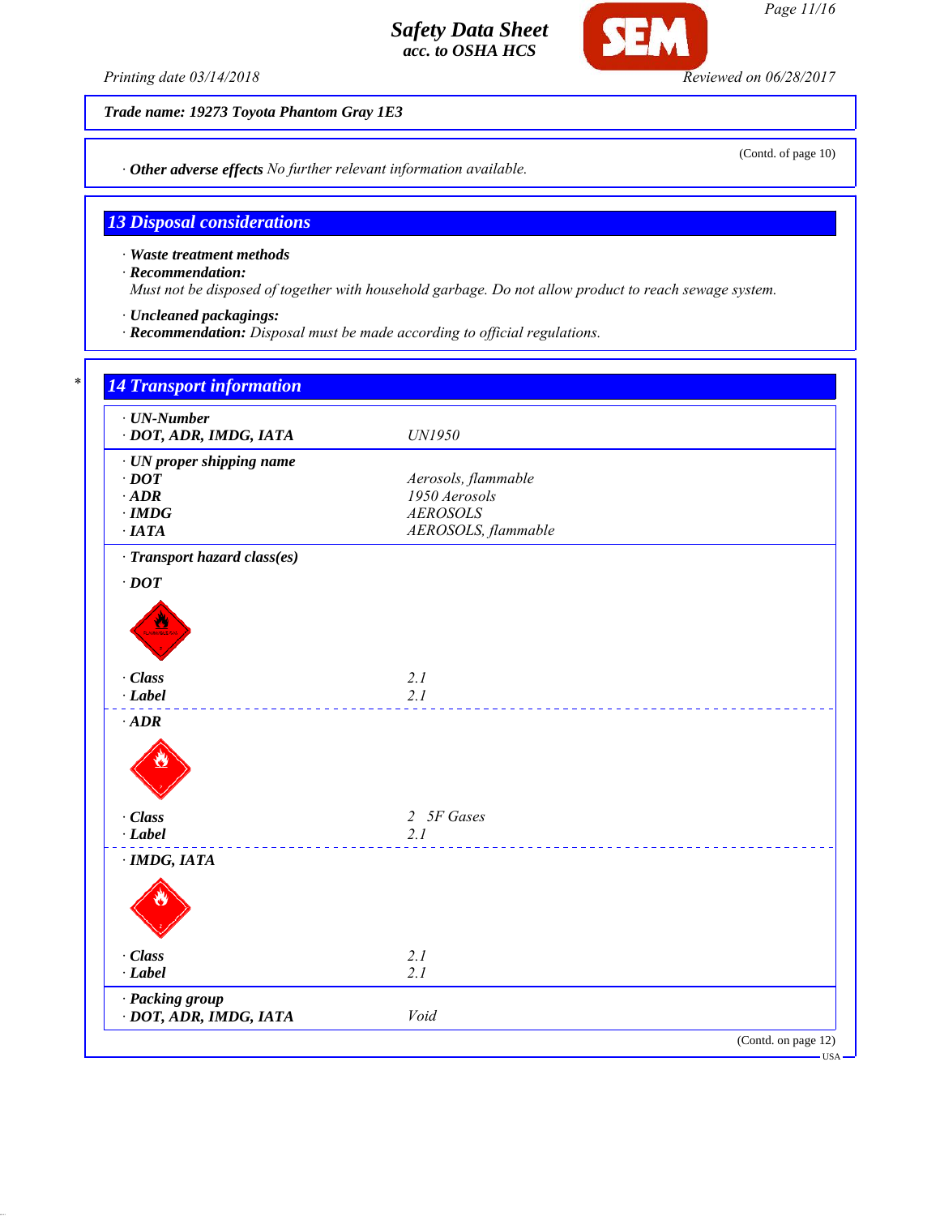Trade name: 19273 Toyota Phantom Gray 1E3

(Contd. of page 10)

· **Other adverse effects** No further relevant information available.

## 13 Disposal considerations

· **Waste treatment methods**
· **Recommendation:**
Must not be disposed of together with household garbage. Do not allow product to reach sewage system.

· **Uncleaned packagings:**
· **Recommendation:** Disposal must be made according to official regulations.

## 14 Transport information

| | |
|---|---|
| · **UN-Number** | |
| · **DOT, ADR, IMDG, IATA** | UN1950 |
| · **UN proper shipping name** | |
| · **DOT** | Aerosols, flammable |
| · **ADR** | 1950 Aerosols |
| · **IMDG** | AEROSOLS |
| · **IATA** | AEROSOLS, flammable |
| · **Transport hazard class(es)** | |
| · **DOT** | |
| · **Class** | 2.1 |
| · **Label** | 2.1 |
| · **ADR** | |
| · **Class** | 2 5F Gases |
| · **Label** | 2.1 |
| · **IMDG, IATA** | |
| · **Class** | 2.1 |
| · **Label** | 2.1 |
| · **Packing group** | |
| · **DOT, ADR, IMDG, IATA** | Void |

(Contd. on page 12)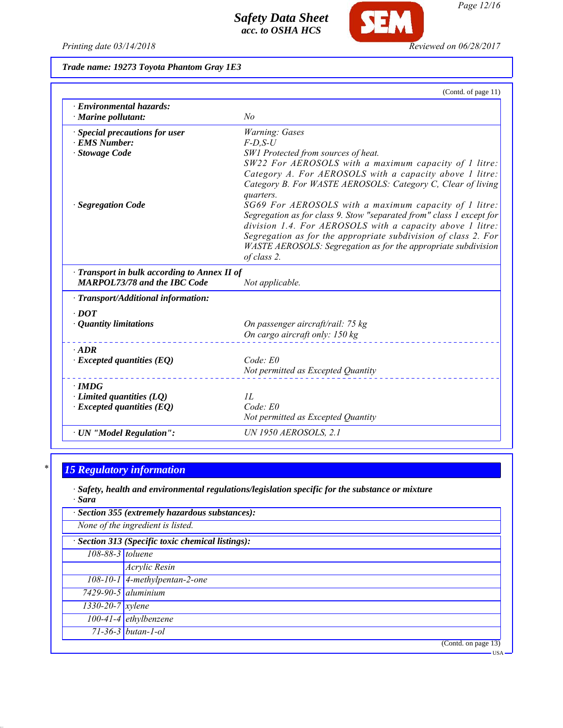**Trade name: 19273 Toyota Phantom Gray 1E3**

(Contd. of page 11)

| | |
|---|---|
| · **Environmental hazards:** | |
| · **Marine pollutant:** | No |
| · **Special precautions for user** | Warning: Gases |
| · **EMS Number:** | F-D,S-U |
| · **Stowage Code** | SW1 Protected from sources of heat. SW22 For AEROSOLS with a maximum capacity of 1 litre: Category A. For AEROSOLS with a capacity above 1 litre: Category B. For WASTE AEROSOLS: Category C, Clear of living quarters. |
| · **Segregation Code** | SG69 For AEROSOLS with a maximum capacity of 1 litre: Segregation as for class 9. Stow "separated from" class 1 except for division 1.4. For AEROSOLS with a capacity above 1 litre: Segregation as for the appropriate subdivision of class 2. For WASTE AEROSOLS: Segregation as for the appropriate subdivision of class 2. |
| · **Transport in bulk according to Annex II of MARPOL73/78 and the IBC Code** | Not applicable. |
| · **Transport/Additional information:** | |
| · **DOT** | |
| · **Quantity limitations** | On passenger aircraft/rail: 75 kg<br>On cargo aircraft only: 150 kg |
| · **ADR** | |
| · **Excepted quantities (EQ)** | Code: E0<br>Not permitted as Excepted Quantity |
| · **IMDG** | |
| · **Limited quantities (LQ)** | 1L |
| · **Excepted quantities (EQ)** | Code: E0<br>Not permitted as Excepted Quantity |
| · **UN "Model Regulation":** | UN 1950 AEROSOLS, 2.1 |

## 15 Regulatory information

· **Safety, health and environmental regulations/legislation specific for the substance or mixture**

· **Sara**

· **Section 355 (extremely hazardous substances):**

None of the ingredient is listed.

· **Section 313 (Specific toxic chemical listings):**

| | |
|---|---|
| 108-88-3 | toluene |
| | Acrylic Resin |
| 108-10-1 | 4-methylpentan-2-one |
| 7429-90-5 | aluminium |
| 1330-20-7 | xylene |
| 100-41-4 | ethylbenzene |
| 71-36-3 | butan-1-ol |

(Contd. on page 13)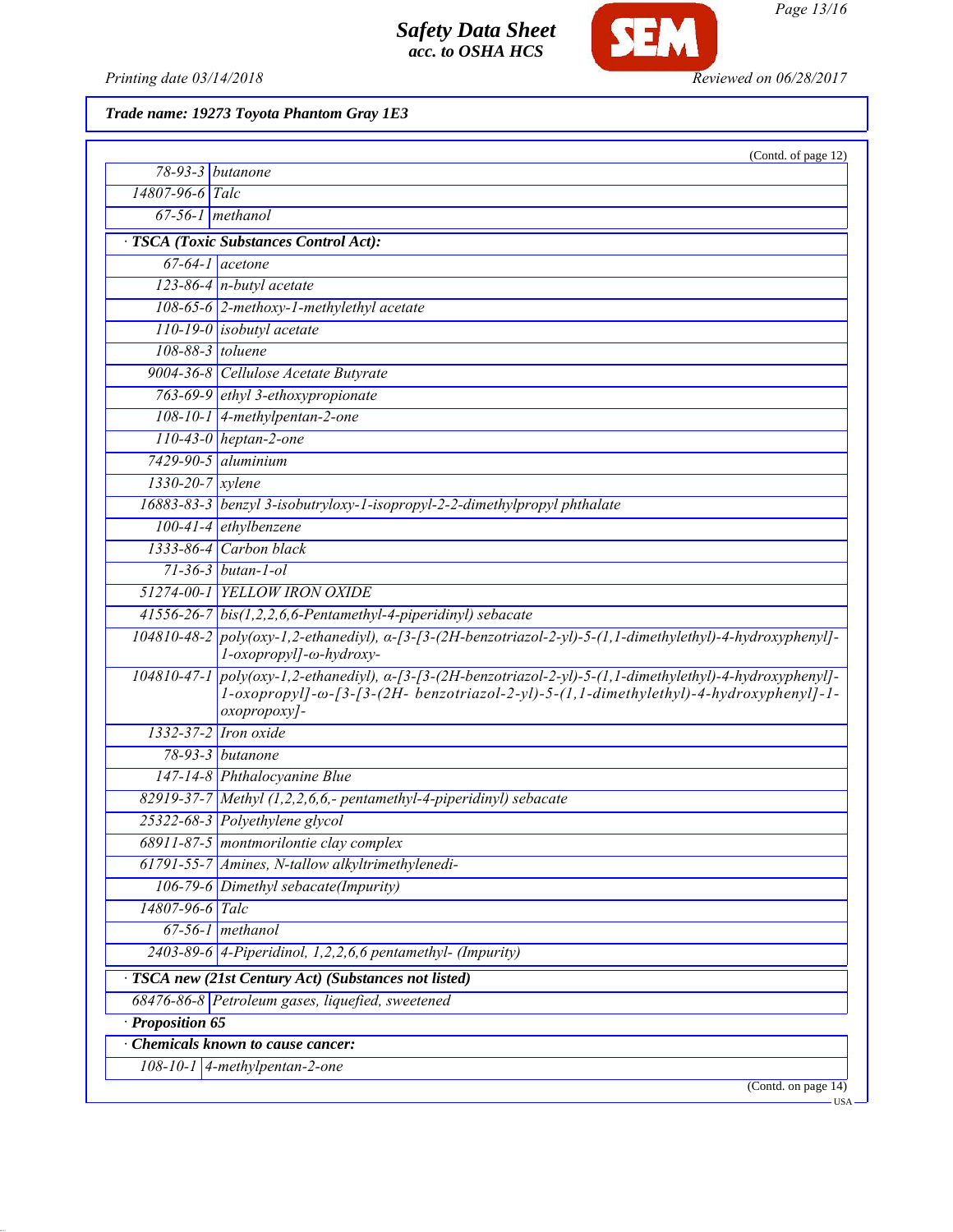**Trade name: 19273 Toyota Phantom Gray 1E3**

(Contd. of page 12)

| | |
|---|---|
| 78-93-3 | butanone |
| 14807-96-6 | Talc |
| 67-56-1 | methanol |

**· TSCA (Toxic Substances Control Act):**

| | |
|---|---|
| 67-64-1 | acetone |
| 123-86-4 | n-butyl acetate |
| 108-65-6 | 2-methoxy-1-methylethyl acetate |
| 110-19-0 | isobutyl acetate |
| 108-88-3 | toluene |
| 9004-36-8 | Cellulose Acetate Butyrate |
| 763-69-9 | ethyl 3-ethoxypropionate |
| 108-10-1 | 4-methylpentan-2-one |
| 110-43-0 | heptan-2-one |
| 7429-90-5 | aluminium |
| 1330-20-7 | xylene |
| 16883-83-3 | benzyl 3-isobutryloxy-1-isopropyl-2-2-dimethylpropyl phthalate |
| 100-41-4 | ethylbenzene |
| 1333-86-4 | Carbon black |
| 71-36-3 | butan-1-ol |
| 51274-00-1 | YELLOW IRON OXIDE |
| 41556-26-7 | bis(1,2,2,6,6-Pentamethyl-4-piperidinyl) sebacate |
| 104810-48-2 | poly(oxy-1,2-ethanediyl), α-[3-[3-(2H-benzotriazol-2-yl)-5-(1,1-dimethylethyl)-4-hydroxyphenyl]-1-oxopropyl]-ω-hydroxy- |
| 104810-47-1 | poly(oxy-1,2-ethanediyl), α-[3-[3-(2H-benzotriazol-2-yl)-5-(1,1-dimethylethyl)-4-hydroxyphenyl]-1-oxopropyl]-ω-[3-[3-(2H- benzotriazol-2-yl)-5-(1,1-dimethylethyl)-4-hydroxyphenyl]-1-oxopropoxy]- |
| 1332-37-2 | Iron oxide |
| 78-93-3 | butanone |
| 147-14-8 | Phthalocyanine Blue |
| 82919-37-7 | Methyl (1,2,2,6,6,- pentamethyl-4-piperidinyl) sebacate |
| 25322-68-3 | Polyethylene glycol |
| 68911-87-5 | montmorilontie clay complex |
| 61791-55-7 | Amines, N-tallow alkyltrimethylenedi- |
| 106-79-6 | Dimethyl sebacate(Impurity) |
| 14807-96-6 | Talc |
| 67-56-1 | methanol |
| 2403-89-6 | 4-Piperidinol, 1,2,2,6,6 pentamethyl- (Impurity) |

**· TSCA new (21st Century Act) (Substances not listed)**

| | |
|---|---|
| 68476-86-8 | Petroleum gases, liquefied, sweetened |

**· Proposition 65**

**· Chemicals known to cause cancer:**

| | |
|---|---|
| 108-10-1 | 4-methylpentan-2-one |

(Contd. on page 14)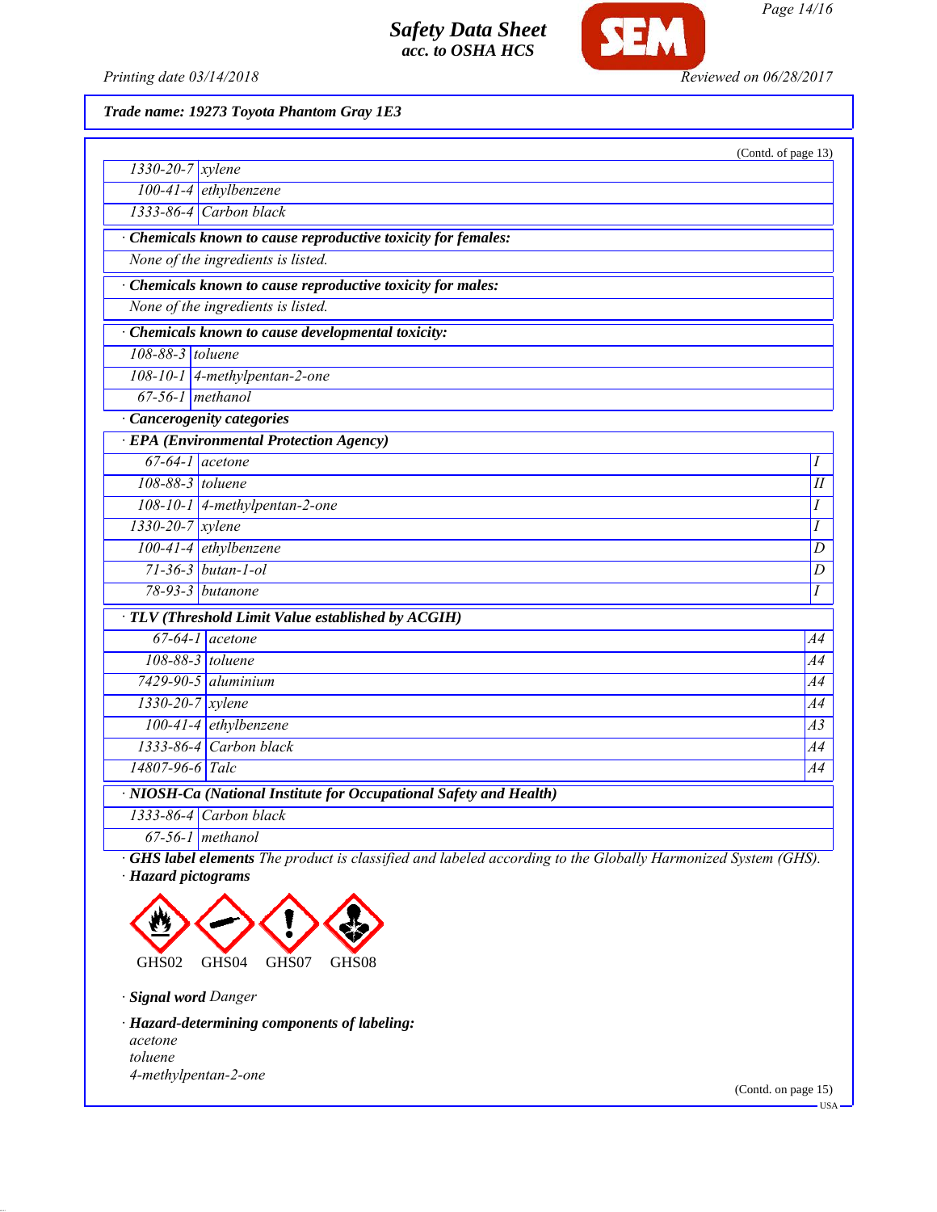**Trade name: 19273 Toyota Phantom Gray 1E3**

(Contd. of page 13)

| | |
|---|---|
| 1330-20-7 | xylene |
| 100-41-4 | ethylbenzene |
| 1333-86-4 | Carbon black |

· **Chemicals known to cause reproductive toxicity for females:**

None of the ingredients is listed.

· **Chemicals known to cause reproductive toxicity for males:**

None of the ingredients is listed.

· **Chemicals known to cause developmental toxicity:**

| | |
|---|---|
| 108-88-3 | toluene |
| 108-10-1 | 4-methylpentan-2-one |
| 67-56-1 | methanol |

· **Cancerogenity categories**

· **EPA (Environmental Protection Agency)**

| | | |
|---|---|---|
| 67-64-1 | acetone | I |
| 108-88-3 | toluene | II |
| 108-10-1 | 4-methylpentan-2-one | I |
| 1330-20-7 | xylene | I |
| 100-41-4 | ethylbenzene | D |
| 71-36-3 | butan-1-ol | D |
| 78-93-3 | butanone | I |

· **TLV (Threshold Limit Value established by ACGIH)**

| | | |
|---|---|---|
| 67-64-1 | acetone | A4 |
| 108-88-3 | toluene | A4 |
| 7429-90-5 | aluminium | A4 |
| 1330-20-7 | xylene | A4 |
| 100-41-4 | ethylbenzene | A3 |
| 1333-86-4 | Carbon black | A4 |
| 14807-96-6 | Talc | A4 |

· **NIOSH-Ca (National Institute for Occupational Safety and Health)**

| | |
|---|---|
| 1333-86-4 | Carbon black |
| 67-56-1 | methanol |

· **GHS label elements** *The product is classified and labeled according to the Globally Harmonized System (GHS).*

· **Hazard pictograms**

GHS02 GHS04 GHS07 GHS08

· **Signal word** *Danger*

· **Hazard-determining components of labeling:**

acetone
toluene
4-methylpentan-2-one

(Contd. on page 15)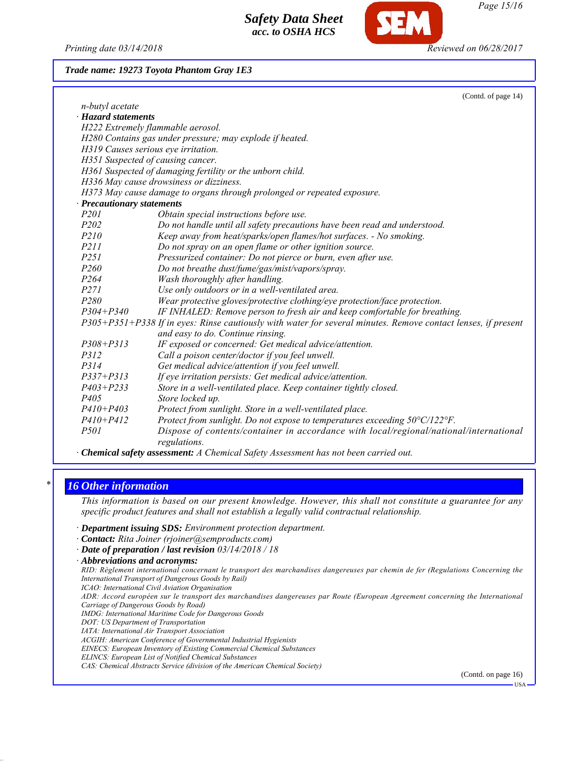**Trade name: 19273 Toyota Phantom Gray 1E3**

(Contd. of page 14)

*n-butyl acetate*

· **Hazard statements**

*H222 Extremely flammable aerosol.*
*H280 Contains gas under pressure; may explode if heated.*
*H319 Causes serious eye irritation.*
*H351 Suspected of causing cancer.*
*H361 Suspected of damaging fertility or the unborn child.*
*H336 May cause drowsiness or dizziness.*
*H373 May cause damage to organs through prolonged or repeated exposure.*

· **Precautionary statements**

| | |
|---|---|
| P201 | Obtain special instructions before use. |
| P202 | Do not handle until all safety precautions have been read and understood. |
| P210 | Keep away from heat/sparks/open flames/hot surfaces. - No smoking. |
| P211 | Do not spray on an open flame or other ignition source. |
| P251 | Pressurized container: Do not pierce or burn, even after use. |
| P260 | Do not breathe dust/fume/gas/mist/vapors/spray. |
| P264 | Wash thoroughly after handling. |
| P271 | Use only outdoors or in a well-ventilated area. |
| P280 | Wear protective gloves/protective clothing/eye protection/face protection. |
| P304+P340 | IF INHALED: Remove person to fresh air and keep comfortable for breathing. |
| P305+P351+P338 | If in eyes: Rinse cautiously with water for several minutes. Remove contact lenses, if present and easy to do. Continue rinsing. |
| P308+P313 | IF exposed or concerned: Get medical advice/attention. |
| P312 | Call a poison center/doctor if you feel unwell. |
| P314 | Get medical advice/attention if you feel unwell. |
| P337+P313 | If eye irritation persists: Get medical advice/attention. |
| P403+P233 | Store in a well-ventilated place. Keep container tightly closed. |
| P405 | Store locked up. |
| P410+P403 | Protect from sunlight. Store in a well-ventilated place. |
| P410+P412 | Protect from sunlight. Do not expose to temperatures exceeding 50°C/122°F. |
| P501 | Dispose of contents/container in accordance with local/regional/national/international regulations. |

· **Chemical safety assessment:** *A Chemical Safety Assessment has not been carried out.*

## 16 Other information

*This information is based on our present knowledge. However, this shall not constitute a guarantee for any specific product features and shall not establish a legally valid contractual relationship.*

· **Department issuing SDS:** *Environment protection department.*
· **Contact:** *Rita Joiner (rjoiner@semproducts.com)*
· **Date of preparation / last revision** *03/14/2018 / 18*
· **Abbreviations and acronyms:**

*RID: Règlement international concernant le transport des marchandises dangereuses par chemin de fer (Regulations Concerning the International Transport of Dangerous Goods by Rail)*
*ICAO: International Civil Aviation Organisation*
*ADR: Accord européen sur le transport des marchandises dangereuses par Route (European Agreement concerning the International Carriage of Dangerous Goods by Road)*
*IMDG: International Maritime Code for Dangerous Goods*
*DOT: US Department of Transportation*
*IATA: International Air Transport Association*
*ACGIH: American Conference of Governmental Industrial Hygienists*
*EINECS: European Inventory of Existing Commercial Chemical Substances*
*ELINCS: European List of Notified Chemical Substances*
*CAS: Chemical Abstracts Service (division of the American Chemical Society)*

(Contd. on page 16)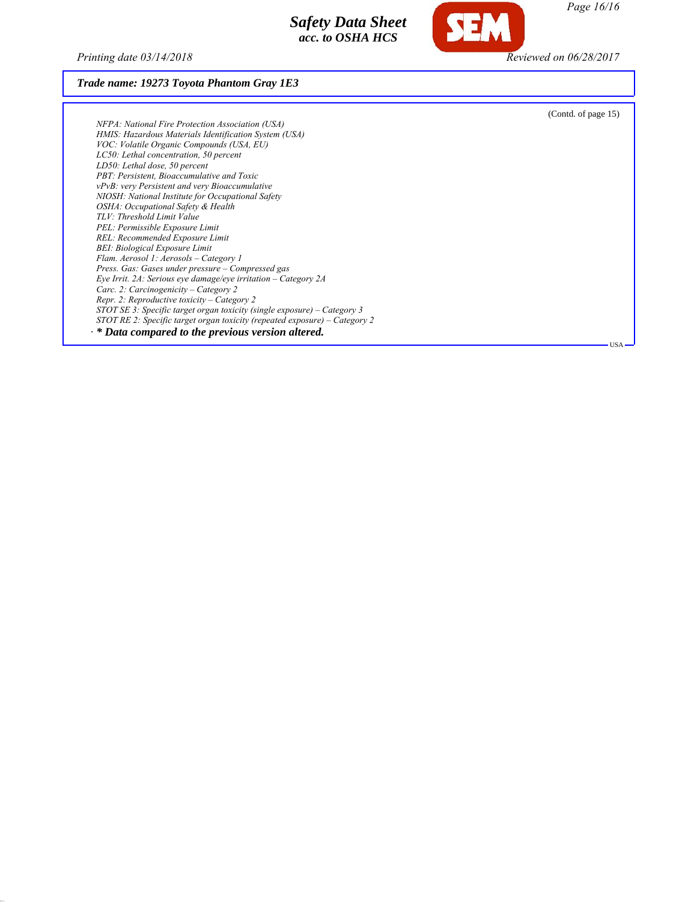*NFPA: National Fire Protection Association (USA)*
*HMIS: Hazardous Materials Identification System (USA)*
*VOC: Volatile Organic Compounds (USA, EU)*
*LC50: Lethal concentration, 50 percent*
*LD50: Lethal dose, 50 percent*
*PBT: Persistent, Bioaccumulative and Toxic*
*vPvB: very Persistent and very Bioaccumulative*
*NIOSH: National Institute for Occupational Safety*
*OSHA: Occupational Safety & Health*
*TLV: Threshold Limit Value*
*PEL: Permissible Exposure Limit*
*REL: Recommended Exposure Limit*
*BEI: Biological Exposure Limit*
*Flam. Aerosol 1: Aerosols – Category 1*
*Press. Gas: Gases under pressure – Compressed gas*
*Eye Irrit. 2A: Serious eye damage/eye irritation – Category 2A*
*Carc. 2: Carcinogenicity – Category 2*
*Repr. 2: Reproductive toxicity – Category 2*
*STOT SE 3: Specific target organ toxicity (single exposure) – Category 3*
*STOT RE 2: Specific target organ toxicity (repeated exposure) – Category 2*

· ***** Data compared to the previous version altered.**